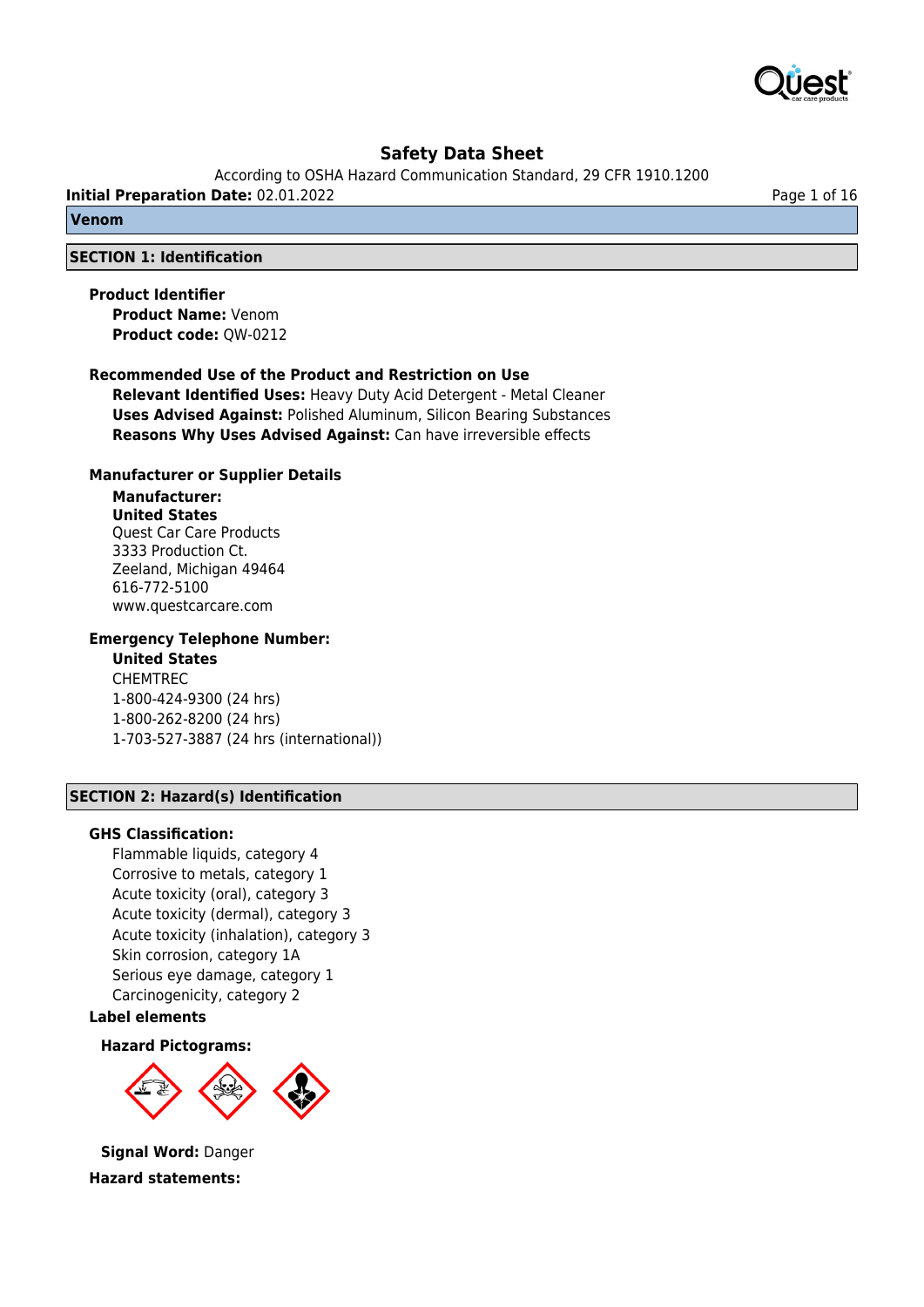# Safety Data Sheet

According to OSHA Hazard Communication Standard, 29 CFR 1910.1200

**Initial Preparation Date:** 02.01.2022

## Venom

## SECTION 1: Identification

**Product Identifier**

**Product Name:** Venom
**Product code:** QW-0212

**Recommended Use of the Product and Restriction on Use**

**Relevant Identified Uses:** Heavy Duty Acid Detergent - Metal Cleaner
**Uses Advised Against:** Polished Aluminum, Silicon Bearing Substances
**Reasons Why Uses Advised Against:** Can have irreversible effects

**Manufacturer or Supplier Details**

**Manufacturer:**
**United States**
Quest Car Care Products
3333 Production Ct.
Zeeland, Michigan 49464
616-772-5100
www.questcarcare.com

**Emergency Telephone Number:**
**United States**
CHEMTREC
1-800-424-9300 (24 hrs)
1-800-262-8200 (24 hrs)
1-703-527-3887 (24 hrs (international))

## SECTION 2: Hazard(s) Identification

**GHS Classification:**

Flammable liquids, category 4
Corrosive to metals, category 1
Acute toxicity (oral), category 3
Acute toxicity (dermal), category 3
Acute toxicity (inhalation), category 3
Skin corrosion, category 1A
Serious eye damage, category 1
Carcinogenicity, category 2

**Label elements**

**Hazard Pictograms:**

**Signal Word:** Danger

**Hazard statements:**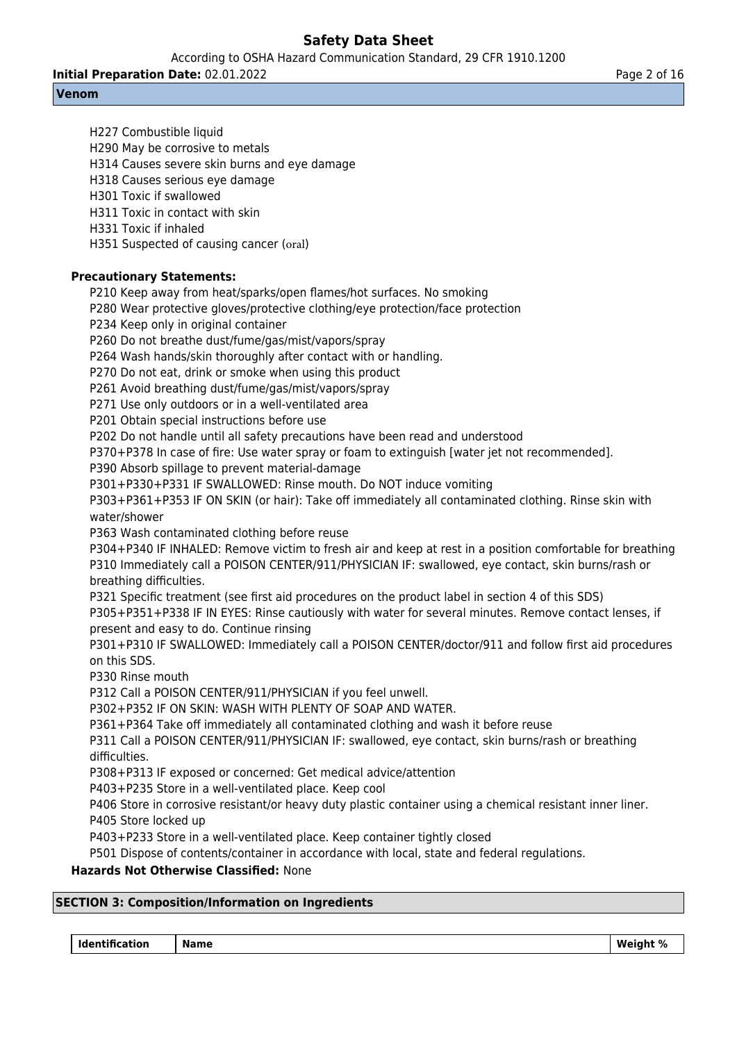H227 Combustible liquid
H290 May be corrosive to metals
H314 Causes severe skin burns and eye damage
H318 Causes serious eye damage
H301 Toxic if swallowed
H311 Toxic in contact with skin
H331 Toxic if inhaled
H351 Suspected of causing cancer (oral)

**Precautionary Statements:**

P210 Keep away from heat/sparks/open flames/hot surfaces. No smoking
P280 Wear protective gloves/protective clothing/eye protection/face protection
P234 Keep only in original container
P260 Do not breathe dust/fume/gas/mist/vapors/spray
P264 Wash hands/skin thoroughly after contact with or handling.
P270 Do not eat, drink or smoke when using this product
P261 Avoid breathing dust/fume/gas/mist/vapors/spray
P271 Use only outdoors or in a well-ventilated area
P201 Obtain special instructions before use
P202 Do not handle until all safety precautions have been read and understood
P370+P378 In case of fire: Use water spray or foam to extinguish [water jet not recommended].
P390 Absorb spillage to prevent material-damage
P301+P330+P331 IF SWALLOWED: Rinse mouth. Do NOT induce vomiting
P303+P361+P353 IF ON SKIN (or hair): Take off immediately all contaminated clothing. Rinse skin with water/shower
P363 Wash contaminated clothing before reuse
P304+P340 IF INHALED: Remove victim to fresh air and keep at rest in a position comfortable for breathing
P310 Immediately call a POISON CENTER/911/PHYSICIAN IF: swallowed, eye contact, skin burns/rash or breathing difficulties.
P321 Specific treatment (see first aid procedures on the product label in section 4 of this SDS)
P305+P351+P338 IF IN EYES: Rinse cautiously with water for several minutes. Remove contact lenses, if present and easy to do. Continue rinsing
P301+P310 IF SWALLOWED: Immediately call a POISON CENTER/doctor/911 and follow first aid procedures on this SDS.
P330 Rinse mouth
P312 Call a POISON CENTER/911/PHYSICIAN if you feel unwell.
P302+P352 IF ON SKIN: WASH WITH PLENTY OF SOAP AND WATER.
P361+P364 Take off immediately all contaminated clothing and wash it before reuse
P311 Call a POISON CENTER/911/PHYSICIAN IF: swallowed, eye contact, skin burns/rash or breathing difficulties.
P308+P313 IF exposed or concerned: Get medical advice/attention
P403+P235 Store in a well-ventilated place. Keep cool
P406 Store in corrosive resistant/or heavy duty plastic container using a chemical resistant inner liner.
P405 Store locked up
P403+P233 Store in a well-ventilated place. Keep container tightly closed
P501 Dispose of contents/container in accordance with local, state and federal regulations.

**Hazards Not Otherwise Classified:** None

## SECTION 3: Composition/Information on Ingredients

| Identification | Name | Weight % |
|---|---|---|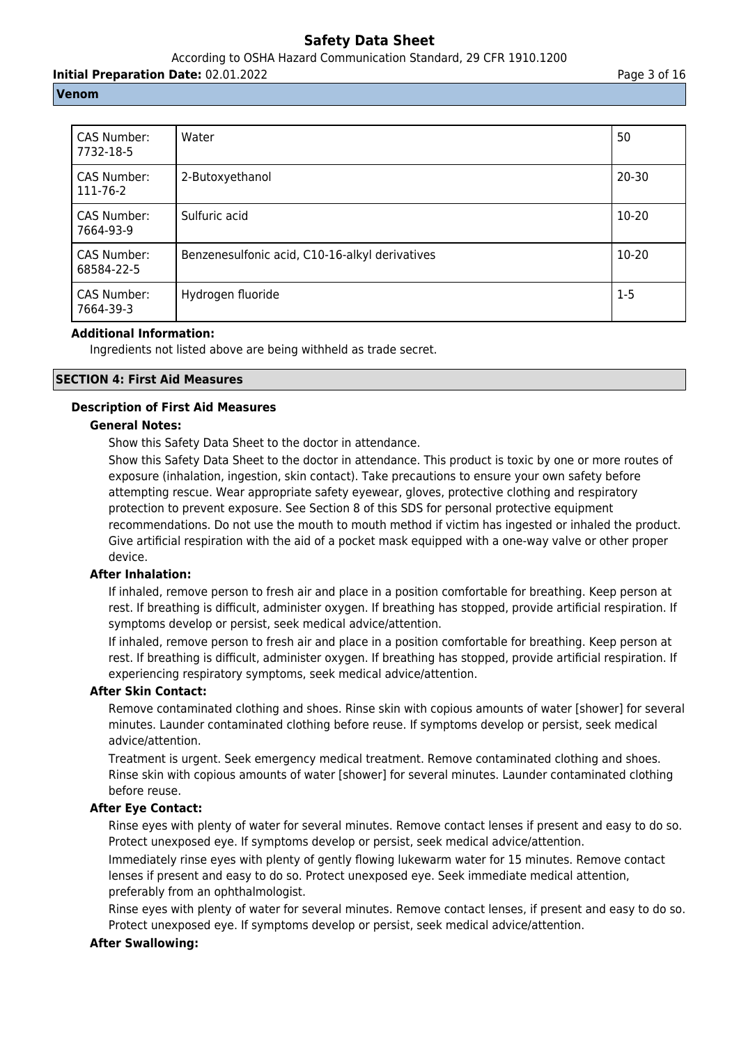| CAS Number: 7732-18-5 | Water | 50 |
|---|---|---|
| CAS Number: 111-76-2 | 2-Butoxyethanol | 20-30 |
| CAS Number: 7664-93-9 | Sulfuric acid | 10-20 |
| CAS Number: 68584-22-5 | Benzenesulfonic acid, C10-16-alkyl derivatives | 10-20 |
| CAS Number: 7664-39-3 | Hydrogen fluoride | 1-5 |

**Additional Information:**

Ingredients not listed above are being withheld as trade secret.

## SECTION 4: First Aid Measures

### Description of First Aid Measures

**General Notes:**

Show this Safety Data Sheet to the doctor in attendance.

Show this Safety Data Sheet to the doctor in attendance. This product is toxic by one or more routes of exposure (inhalation, ingestion, skin contact). Take precautions to ensure your own safety before attempting rescue. Wear appropriate safety eyewear, gloves, protective clothing and respiratory protection to prevent exposure. See Section 8 of this SDS for personal protective equipment recommendations. Do not use the mouth to mouth method if victim has ingested or inhaled the product. Give artificial respiration with the aid of a pocket mask equipped with a one-way valve or other proper device.

**After Inhalation:**

If inhaled, remove person to fresh air and place in a position comfortable for breathing. Keep person at rest. If breathing is difficult, administer oxygen. If breathing has stopped, provide artificial respiration. If symptoms develop or persist, seek medical advice/attention.

If inhaled, remove person to fresh air and place in a position comfortable for breathing. Keep person at rest. If breathing is difficult, administer oxygen. If breathing has stopped, provide artificial respiration. If experiencing respiratory symptoms, seek medical advice/attention.

**After Skin Contact:**

Remove contaminated clothing and shoes. Rinse skin with copious amounts of water [shower] for several minutes. Launder contaminated clothing before reuse. If symptoms develop or persist, seek medical advice/attention.

Treatment is urgent. Seek emergency medical treatment. Remove contaminated clothing and shoes. Rinse skin with copious amounts of water [shower] for several minutes. Launder contaminated clothing before reuse.

**After Eye Contact:**

Rinse eyes with plenty of water for several minutes. Remove contact lenses if present and easy to do so. Protect unexposed eye. If symptoms develop or persist, seek medical advice/attention.

Immediately rinse eyes with plenty of gently flowing lukewarm water for 15 minutes. Remove contact lenses if present and easy to do so. Protect unexposed eye. Seek immediate medical attention, preferably from an ophthalmologist.

Rinse eyes with plenty of water for several minutes. Remove contact lenses, if present and easy to do so. Protect unexposed eye. If symptoms develop or persist, seek medical advice/attention.

**After Swallowing:**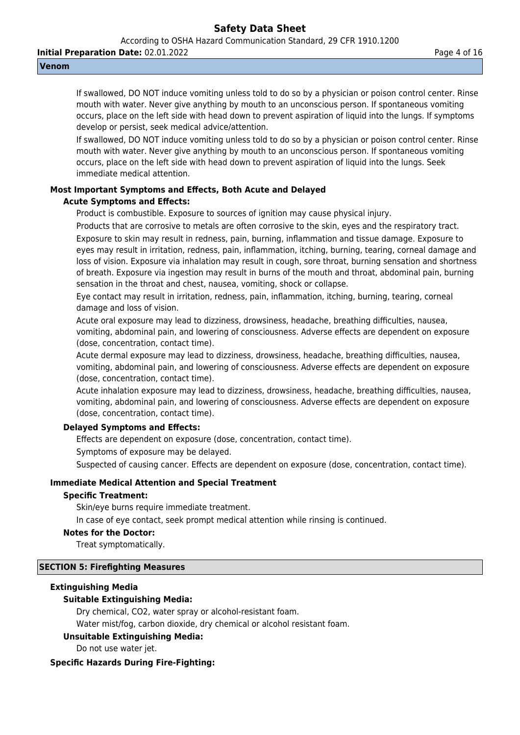If swallowed, DO NOT induce vomiting unless told to do so by a physician or poison control center. Rinse mouth with water. Never give anything by mouth to an unconscious person. If spontaneous vomiting occurs, place on the left side with head down to prevent aspiration of liquid into the lungs. If symptoms develop or persist, seek medical advice/attention.

If swallowed, DO NOT induce vomiting unless told to do so by a physician or poison control center. Rinse mouth with water. Never give anything by mouth to an unconscious person. If spontaneous vomiting occurs, place on the left side with head down to prevent aspiration of liquid into the lungs. Seek immediate medical attention.

### Most Important Symptoms and Effects, Both Acute and Delayed

#### Acute Symptoms and Effects:

Product is combustible. Exposure to sources of ignition may cause physical injury.

Products that are corrosive to metals are often corrosive to the skin, eyes and the respiratory tract.

Exposure to skin may result in redness, pain, burning, inflammation and tissue damage. Exposure to eyes may result in irritation, redness, pain, inflammation, itching, burning, tearing, corneal damage and loss of vision. Exposure via inhalation may result in cough, sore throat, burning sensation and shortness of breath. Exposure via ingestion may result in burns of the mouth and throat, abdominal pain, burning sensation in the throat and chest, nausea, vomiting, shock or collapse.

Eye contact may result in irritation, redness, pain, inflammation, itching, burning, tearing, corneal damage and loss of vision.

Acute oral exposure may lead to dizziness, drowsiness, headache, breathing difficulties, nausea, vomiting, abdominal pain, and lowering of consciousness. Adverse effects are dependent on exposure (dose, concentration, contact time).

Acute dermal exposure may lead to dizziness, drowsiness, headache, breathing difficulties, nausea, vomiting, abdominal pain, and lowering of consciousness. Adverse effects are dependent on exposure (dose, concentration, contact time).

Acute inhalation exposure may lead to dizziness, drowsiness, headache, breathing difficulties, nausea, vomiting, abdominal pain, and lowering of consciousness. Adverse effects are dependent on exposure (dose, concentration, contact time).

#### Delayed Symptoms and Effects:

Effects are dependent on exposure (dose, concentration, contact time).

Symptoms of exposure may be delayed.

Suspected of causing cancer. Effects are dependent on exposure (dose, concentration, contact time).

### Immediate Medical Attention and Special Treatment

#### Specific Treatment:

Skin/eye burns require immediate treatment.

In case of eye contact, seek prompt medical attention while rinsing is continued.

#### Notes for the Doctor:

Treat symptomatically.

## SECTION 5: Firefighting Measures

### Extinguishing Media

#### Suitable Extinguishing Media:

Dry chemical, CO2, water spray or alcohol-resistant foam.

Water mist/fog, carbon dioxide, dry chemical or alcohol resistant foam.

#### Unsuitable Extinguishing Media:

Do not use water jet.

### Specific Hazards During Fire-Fighting: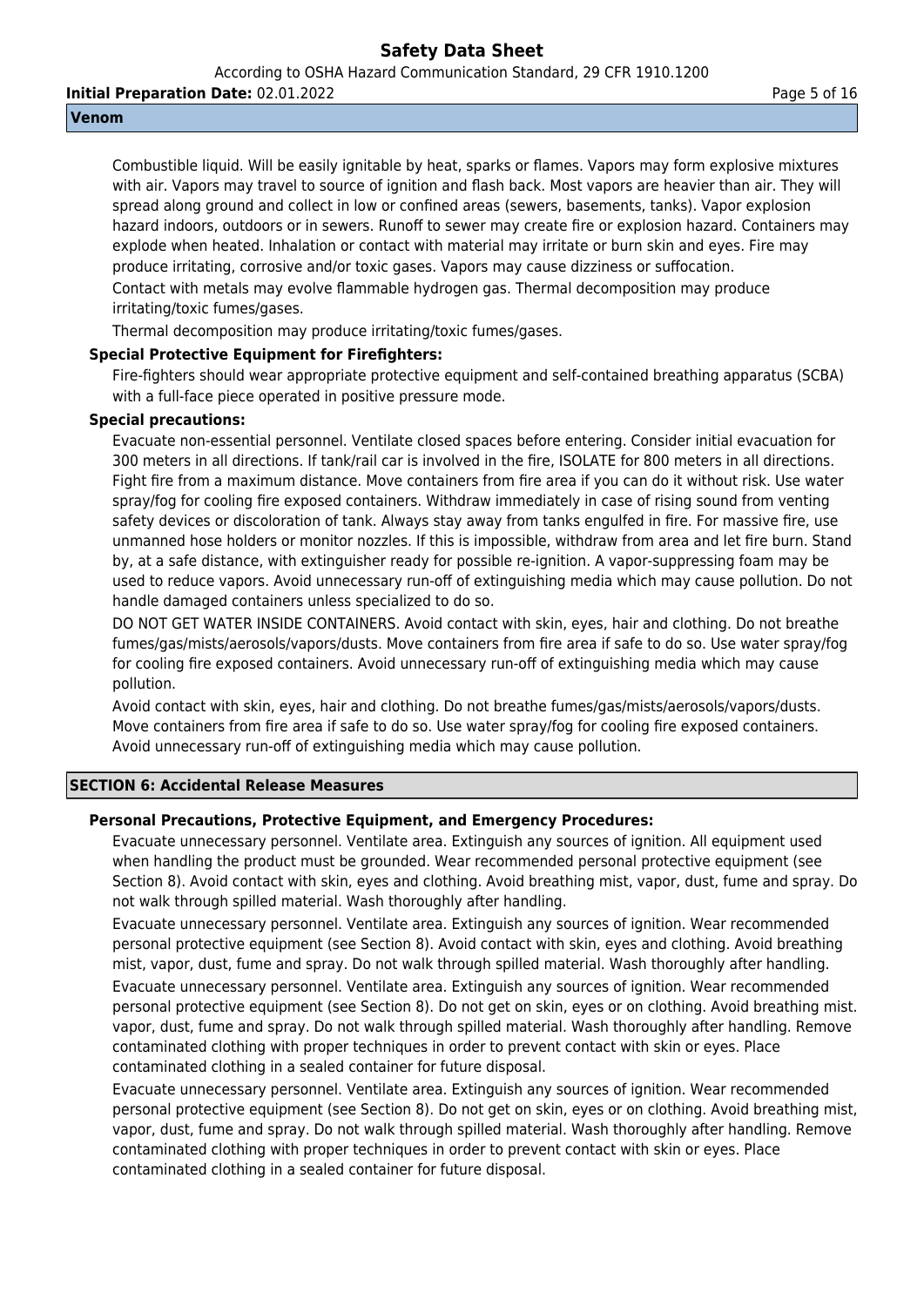Combustible liquid. Will be easily ignitable by heat, sparks or flames. Vapors may form explosive mixtures with air. Vapors may travel to source of ignition and flash back. Most vapors are heavier than air. They will spread along ground and collect in low or confined areas (sewers, basements, tanks). Vapor explosion hazard indoors, outdoors or in sewers. Runoff to sewer may create fire or explosion hazard. Containers may explode when heated. Inhalation or contact with material may irritate or burn skin and eyes. Fire may produce irritating, corrosive and/or toxic gases. Vapors may cause dizziness or suffocation.

Contact with metals may evolve flammable hydrogen gas. Thermal decomposition may produce irritating/toxic fumes/gases.

Thermal decomposition may produce irritating/toxic fumes/gases.

**Special Protective Equipment for Firefighters:**

Fire-fighters should wear appropriate protective equipment and self-contained breathing apparatus (SCBA) with a full-face piece operated in positive pressure mode.

**Special precautions:**

Evacuate non-essential personnel. Ventilate closed spaces before entering. Consider initial evacuation for 300 meters in all directions. If tank/rail car is involved in the fire, ISOLATE for 800 meters in all directions. Fight fire from a maximum distance. Move containers from fire area if you can do it without risk. Use water spray/fog for cooling fire exposed containers. Withdraw immediately in case of rising sound from venting safety devices or discoloration of tank. Always stay away from tanks engulfed in fire. For massive fire, use unmanned hose holders or monitor nozzles. If this is impossible, withdraw from area and let fire burn. Stand by, at a safe distance, with extinguisher ready for possible re-ignition. A vapor-suppressing foam may be used to reduce vapors. Avoid unnecessary run-off of extinguishing media which may cause pollution. Do not handle damaged containers unless specialized to do so.

DO NOT GET WATER INSIDE CONTAINERS. Avoid contact with skin, eyes, hair and clothing. Do not breathe fumes/gas/mists/aerosols/vapors/dusts. Move containers from fire area if safe to do so. Use water spray/fog for cooling fire exposed containers. Avoid unnecessary run-off of extinguishing media which may cause pollution.

Avoid contact with skin, eyes, hair and clothing. Do not breathe fumes/gas/mists/aerosols/vapors/dusts. Move containers from fire area if safe to do so. Use water spray/fog for cooling fire exposed containers. Avoid unnecessary run-off of extinguishing media which may cause pollution.

## SECTION 6: Accidental Release Measures

**Personal Precautions, Protective Equipment, and Emergency Procedures:**

Evacuate unnecessary personnel. Ventilate area. Extinguish any sources of ignition. All equipment used when handling the product must be grounded. Wear recommended personal protective equipment (see Section 8). Avoid contact with skin, eyes and clothing. Avoid breathing mist, vapor, dust, fume and spray. Do not walk through spilled material. Wash thoroughly after handling.

Evacuate unnecessary personnel. Ventilate area. Extinguish any sources of ignition. Wear recommended personal protective equipment (see Section 8). Avoid contact with skin, eyes and clothing. Avoid breathing mist, vapor, dust, fume and spray. Do not walk through spilled material. Wash thoroughly after handling.

Evacuate unnecessary personnel. Ventilate area. Extinguish any sources of ignition. Wear recommended personal protective equipment (see Section 8). Do not get on skin, eyes or on clothing. Avoid breathing mist. vapor, dust, fume and spray. Do not walk through spilled material. Wash thoroughly after handling. Remove contaminated clothing with proper techniques in order to prevent contact with skin or eyes. Place contaminated clothing in a sealed container for future disposal.

Evacuate unnecessary personnel. Ventilate area. Extinguish any sources of ignition. Wear recommended personal protective equipment (see Section 8). Do not get on skin, eyes or on clothing. Avoid breathing mist, vapor, dust, fume and spray. Do not walk through spilled material. Wash thoroughly after handling. Remove contaminated clothing with proper techniques in order to prevent contact with skin or eyes. Place contaminated clothing in a sealed container for future disposal.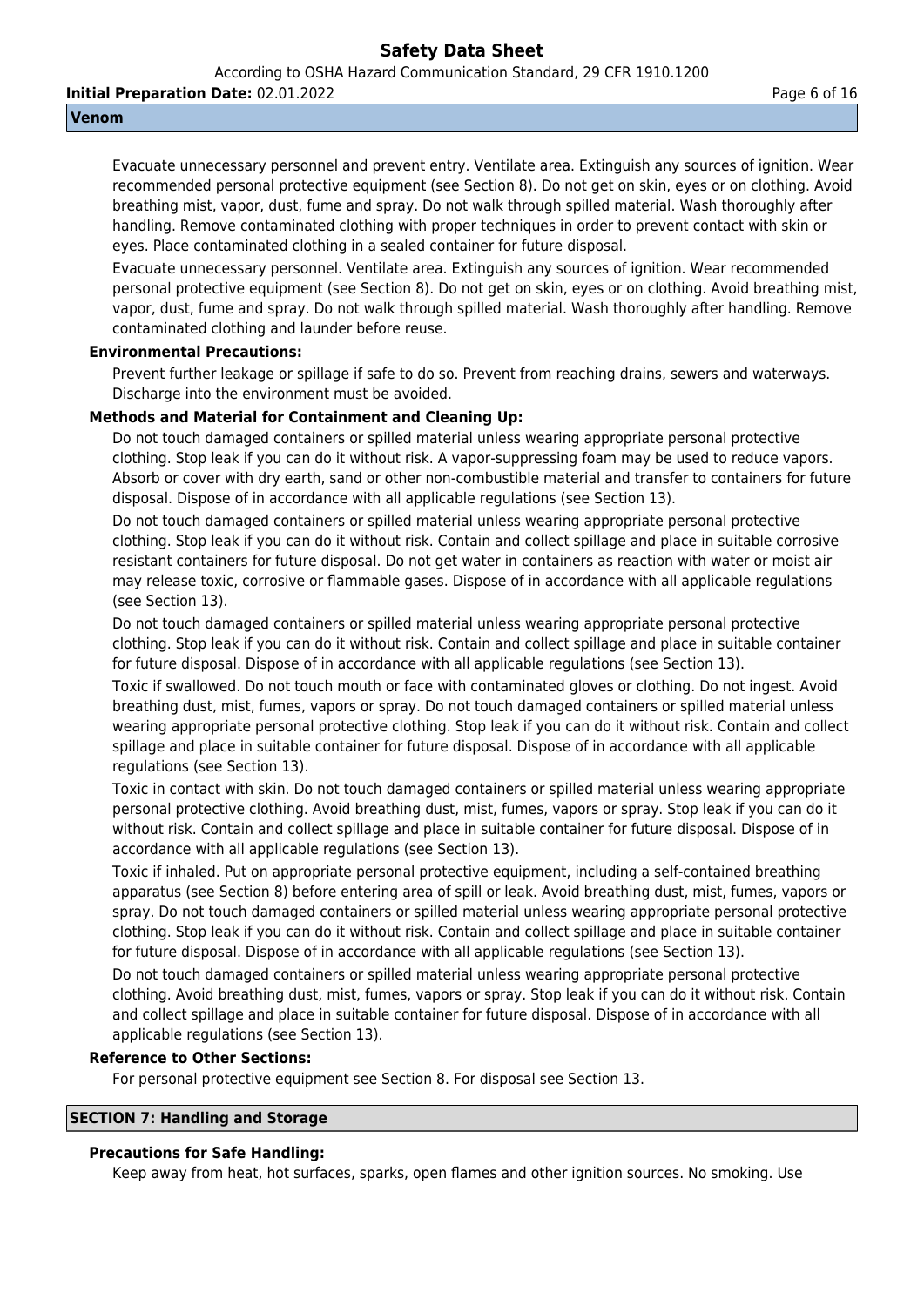Evacuate unnecessary personnel and prevent entry. Ventilate area. Extinguish any sources of ignition. Wear recommended personal protective equipment (see Section 8). Do not get on skin, eyes or on clothing. Avoid breathing mist, vapor, dust, fume and spray. Do not walk through spilled material. Wash thoroughly after handling. Remove contaminated clothing with proper techniques in order to prevent contact with skin or eyes. Place contaminated clothing in a sealed container for future disposal.

Evacuate unnecessary personnel. Ventilate area. Extinguish any sources of ignition. Wear recommended personal protective equipment (see Section 8). Do not get on skin, eyes or on clothing. Avoid breathing mist, vapor, dust, fume and spray. Do not walk through spilled material. Wash thoroughly after handling. Remove contaminated clothing and launder before reuse.

**Environmental Precautions:**

Prevent further leakage or spillage if safe to do so. Prevent from reaching drains, sewers and waterways. Discharge into the environment must be avoided.

**Methods and Material for Containment and Cleaning Up:**

Do not touch damaged containers or spilled material unless wearing appropriate personal protective clothing. Stop leak if you can do it without risk. A vapor-suppressing foam may be used to reduce vapors. Absorb or cover with dry earth, sand or other non-combustible material and transfer to containers for future disposal. Dispose of in accordance with all applicable regulations (see Section 13).

Do not touch damaged containers or spilled material unless wearing appropriate personal protective clothing. Stop leak if you can do it without risk. Contain and collect spillage and place in suitable corrosive resistant containers for future disposal. Do not get water in containers as reaction with water or moist air may release toxic, corrosive or flammable gases. Dispose of in accordance with all applicable regulations (see Section 13).

Do not touch damaged containers or spilled material unless wearing appropriate personal protective clothing. Stop leak if you can do it without risk. Contain and collect spillage and place in suitable container for future disposal. Dispose of in accordance with all applicable regulations (see Section 13).

Toxic if swallowed. Do not touch mouth or face with contaminated gloves or clothing. Do not ingest. Avoid breathing dust, mist, fumes, vapors or spray. Do not touch damaged containers or spilled material unless wearing appropriate personal protective clothing. Stop leak if you can do it without risk. Contain and collect spillage and place in suitable container for future disposal. Dispose of in accordance with all applicable regulations (see Section 13).

Toxic in contact with skin. Do not touch damaged containers or spilled material unless wearing appropriate personal protective clothing. Avoid breathing dust, mist, fumes, vapors or spray. Stop leak if you can do it without risk. Contain and collect spillage and place in suitable container for future disposal. Dispose of in accordance with all applicable regulations (see Section 13).

Toxic if inhaled. Put on appropriate personal protective equipment, including a self-contained breathing apparatus (see Section 8) before entering area of spill or leak. Avoid breathing dust, mist, fumes, vapors or spray. Do not touch damaged containers or spilled material unless wearing appropriate personal protective clothing. Stop leak if you can do it without risk. Contain and collect spillage and place in suitable container for future disposal. Dispose of in accordance with all applicable regulations (see Section 13).

Do not touch damaged containers or spilled material unless wearing appropriate personal protective clothing. Avoid breathing dust, mist, fumes, vapors or spray. Stop leak if you can do it without risk. Contain and collect spillage and place in suitable container for future disposal. Dispose of in accordance with all applicable regulations (see Section 13).

**Reference to Other Sections:**

For personal protective equipment see Section 8. For disposal see Section 13.

## SECTION 7: Handling and Storage

**Precautions for Safe Handling:**

Keep away from heat, hot surfaces, sparks, open flames and other ignition sources. No smoking. Use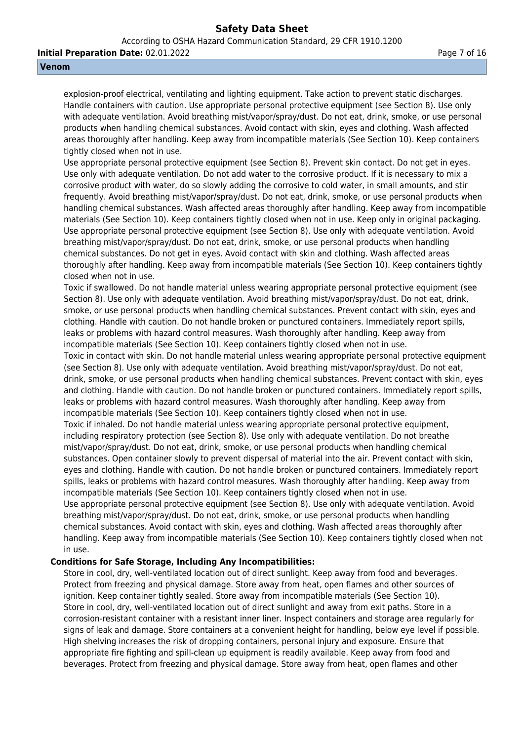explosion-proof electrical, ventilating and lighting equipment. Take action to prevent static discharges. Handle containers with caution. Use appropriate personal protective equipment (see Section 8). Use only with adequate ventilation. Avoid breathing mist/vapor/spray/dust. Do not eat, drink, smoke, or use personal products when handling chemical substances. Avoid contact with skin, eyes and clothing. Wash affected areas thoroughly after handling. Keep away from incompatible materials (See Section 10). Keep containers tightly closed when not in use.

Use appropriate personal protective equipment (see Section 8). Prevent skin contact. Do not get in eyes. Use only with adequate ventilation. Do not add water to the corrosive product. If it is necessary to mix a corrosive product with water, do so slowly adding the corrosive to cold water, in small amounts, and stir frequently. Avoid breathing mist/vapor/spray/dust. Do not eat, drink, smoke, or use personal products when handling chemical substances. Wash affected areas thoroughly after handling. Keep away from incompatible materials (See Section 10). Keep containers tightly closed when not in use. Keep only in original packaging.

Use appropriate personal protective equipment (see Section 8). Use only with adequate ventilation. Avoid breathing mist/vapor/spray/dust. Do not eat, drink, smoke, or use personal products when handling chemical substances. Do not get in eyes. Avoid contact with skin and clothing. Wash affected areas thoroughly after handling. Keep away from incompatible materials (See Section 10). Keep containers tightly closed when not in use.

Toxic if swallowed. Do not handle material unless wearing appropriate personal protective equipment (see Section 8). Use only with adequate ventilation. Avoid breathing mist/vapor/spray/dust. Do not eat, drink, smoke, or use personal products when handling chemical substances. Prevent contact with skin, eyes and clothing. Handle with caution. Do not handle broken or punctured containers. Immediately report spills, leaks or problems with hazard control measures. Wash thoroughly after handling. Keep away from incompatible materials (See Section 10). Keep containers tightly closed when not in use.

Toxic in contact with skin. Do not handle material unless wearing appropriate personal protective equipment (see Section 8). Use only with adequate ventilation. Avoid breathing mist/vapor/spray/dust. Do not eat, drink, smoke, or use personal products when handling chemical substances. Prevent contact with skin, eyes and clothing. Handle with caution. Do not handle broken or punctured containers. Immediately report spills, leaks or problems with hazard control measures. Wash thoroughly after handling. Keep away from incompatible materials (See Section 10). Keep containers tightly closed when not in use.

Toxic if inhaled. Do not handle material unless wearing appropriate personal protective equipment, including respiratory protection (see Section 8). Use only with adequate ventilation. Do not breathe mist/vapor/spray/dust. Do not eat, drink, smoke, or use personal products when handling chemical substances. Open container slowly to prevent dispersal of material into the air. Prevent contact with skin, eyes and clothing. Handle with caution. Do not handle broken or punctured containers. Immediately report spills, leaks or problems with hazard control measures. Wash thoroughly after handling. Keep away from incompatible materials (See Section 10). Keep containers tightly closed when not in use.

Use appropriate personal protective equipment (see Section 8). Use only with adequate ventilation. Avoid breathing mist/vapor/spray/dust. Do not eat, drink, smoke, or use personal products when handling chemical substances. Avoid contact with skin, eyes and clothing. Wash affected areas thoroughly after handling. Keep away from incompatible materials (See Section 10). Keep containers tightly closed when not in use.

**Conditions for Safe Storage, Including Any Incompatibilities:**

Store in cool, dry, well-ventilated location out of direct sunlight. Keep away from food and beverages. Protect from freezing and physical damage. Store away from heat, open flames and other sources of ignition. Keep container tightly sealed. Store away from incompatible materials (See Section 10).

Store in cool, dry, well-ventilated location out of direct sunlight and away from exit paths. Store in a corrosion-resistant container with a resistant inner liner. Inspect containers and storage area regularly for signs of leak and damage. Store containers at a convenient height for handling, below eye level if possible. High shelving increases the risk of dropping containers, personal injury and exposure. Ensure that appropriate fire fighting and spill-clean up equipment is readily available. Keep away from food and beverages. Protect from freezing and physical damage. Store away from heat, open flames and other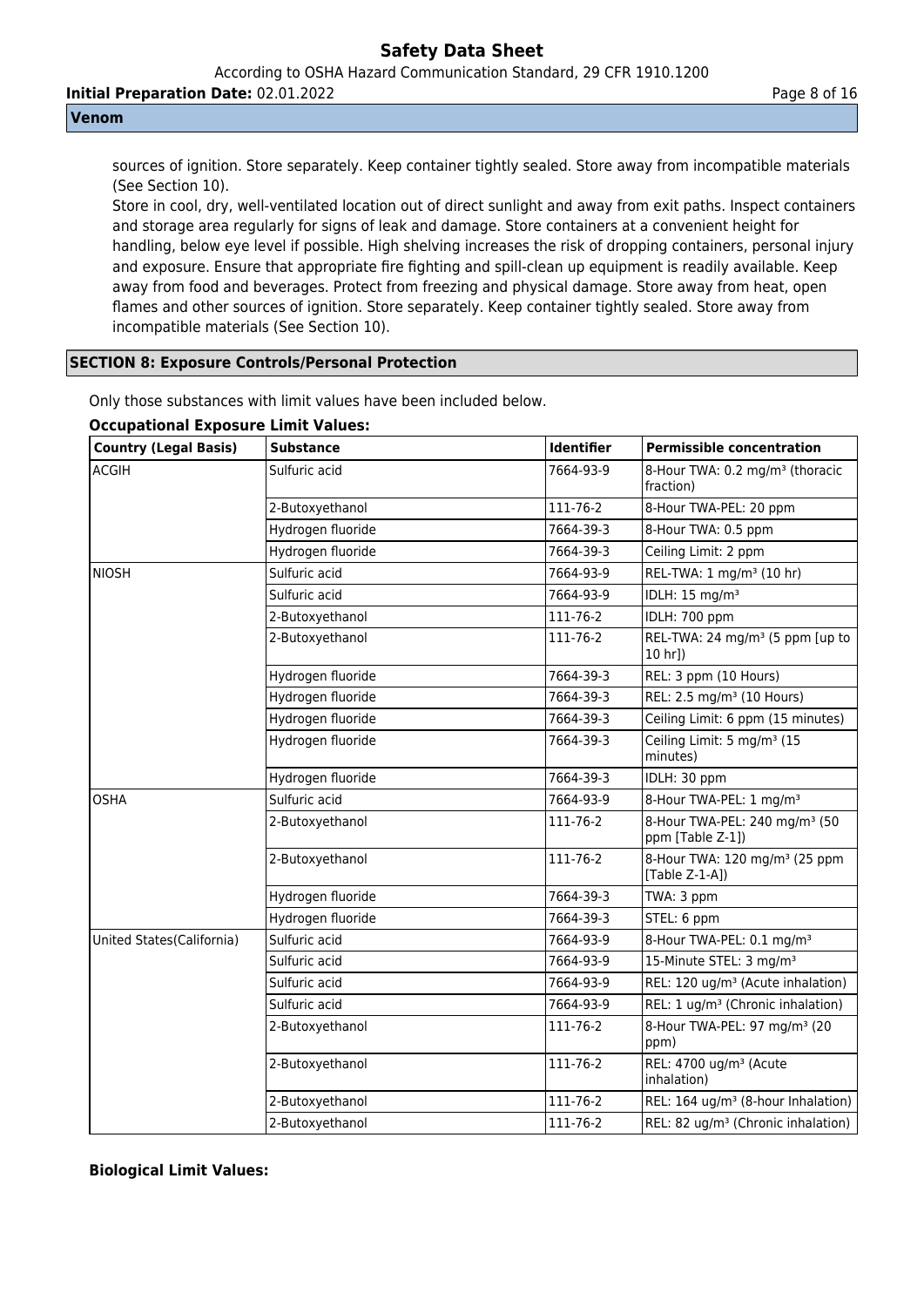sources of ignition. Store separately. Keep container tightly sealed. Store away from incompatible materials (See Section 10).

Store in cool, dry, well-ventilated location out of direct sunlight and away from exit paths. Inspect containers and storage area regularly for signs of leak and damage. Store containers at a convenient height for handling, below eye level if possible. High shelving increases the risk of dropping containers, personal injury and exposure. Ensure that appropriate fire fighting and spill-clean up equipment is readily available. Keep away from food and beverages. Protect from freezing and physical damage. Store away from heat, open flames and other sources of ignition. Store separately. Keep container tightly sealed. Store away from incompatible materials (See Section 10).

## SECTION 8: Exposure Controls/Personal Protection

Only those substances with limit values have been included below.

**Occupational Exposure Limit Values:**

| Country (Legal Basis) | Substance | Identifier | Permissible concentration |
|---|---|---|---|
| ACGIH | Sulfuric acid | 7664-93-9 | 8-Hour TWA: 0.2 mg/m³ (thoracic fraction) |
| | 2-Butoxyethanol | 111-76-2 | 8-Hour TWA-PEL: 20 ppm |
| | Hydrogen fluoride | 7664-39-3 | 8-Hour TWA: 0.5 ppm |
| | Hydrogen fluoride | 7664-39-3 | Ceiling Limit: 2 ppm |
| NIOSH | Sulfuric acid | 7664-93-9 | REL-TWA: 1 mg/m³ (10 hr) |
| | Sulfuric acid | 7664-93-9 | IDLH: 15 mg/m³ |
| | 2-Butoxyethanol | 111-76-2 | IDLH: 700 ppm |
| | 2-Butoxyethanol | 111-76-2 | REL-TWA: 24 mg/m³ (5 ppm [up to 10 hr]) |
| | Hydrogen fluoride | 7664-39-3 | REL: 3 ppm (10 Hours) |
| | Hydrogen fluoride | 7664-39-3 | REL: 2.5 mg/m³ (10 Hours) |
| | Hydrogen fluoride | 7664-39-3 | Ceiling Limit: 6 ppm (15 minutes) |
| | Hydrogen fluoride | 7664-39-3 | Ceiling Limit: 5 mg/m³ (15 minutes) |
| | Hydrogen fluoride | 7664-39-3 | IDLH: 30 ppm |
| OSHA | Sulfuric acid | 7664-93-9 | 8-Hour TWA-PEL: 1 mg/m³ |
| | 2-Butoxyethanol | 111-76-2 | 8-Hour TWA-PEL: 240 mg/m³ (50 ppm [Table Z-1]) |
| | 2-Butoxyethanol | 111-76-2 | 8-Hour TWA: 120 mg/m³ (25 ppm [Table Z-1-A]) |
| | Hydrogen fluoride | 7664-39-3 | TWA: 3 ppm |
| | Hydrogen fluoride | 7664-39-3 | STEL: 6 ppm |
| United States(California) | Sulfuric acid | 7664-93-9 | 8-Hour TWA-PEL: 0.1 mg/m³ |
| | Sulfuric acid | 7664-93-9 | 15-Minute STEL: 3 mg/m³ |
| | Sulfuric acid | 7664-93-9 | REL: 120 ug/m³ (Acute inhalation) |
| | Sulfuric acid | 7664-93-9 | REL: 1 ug/m³ (Chronic inhalation) |
| | 2-Butoxyethanol | 111-76-2 | 8-Hour TWA-PEL: 97 mg/m³ (20 ppm) |
| | 2-Butoxyethanol | 111-76-2 | REL: 4700 ug/m³ (Acute inhalation) |
| | 2-Butoxyethanol | 111-76-2 | REL: 164 ug/m³ (8-hour Inhalation) |
| | 2-Butoxyethanol | 111-76-2 | REL: 82 ug/m³ (Chronic inhalation) |

**Biological Limit Values:**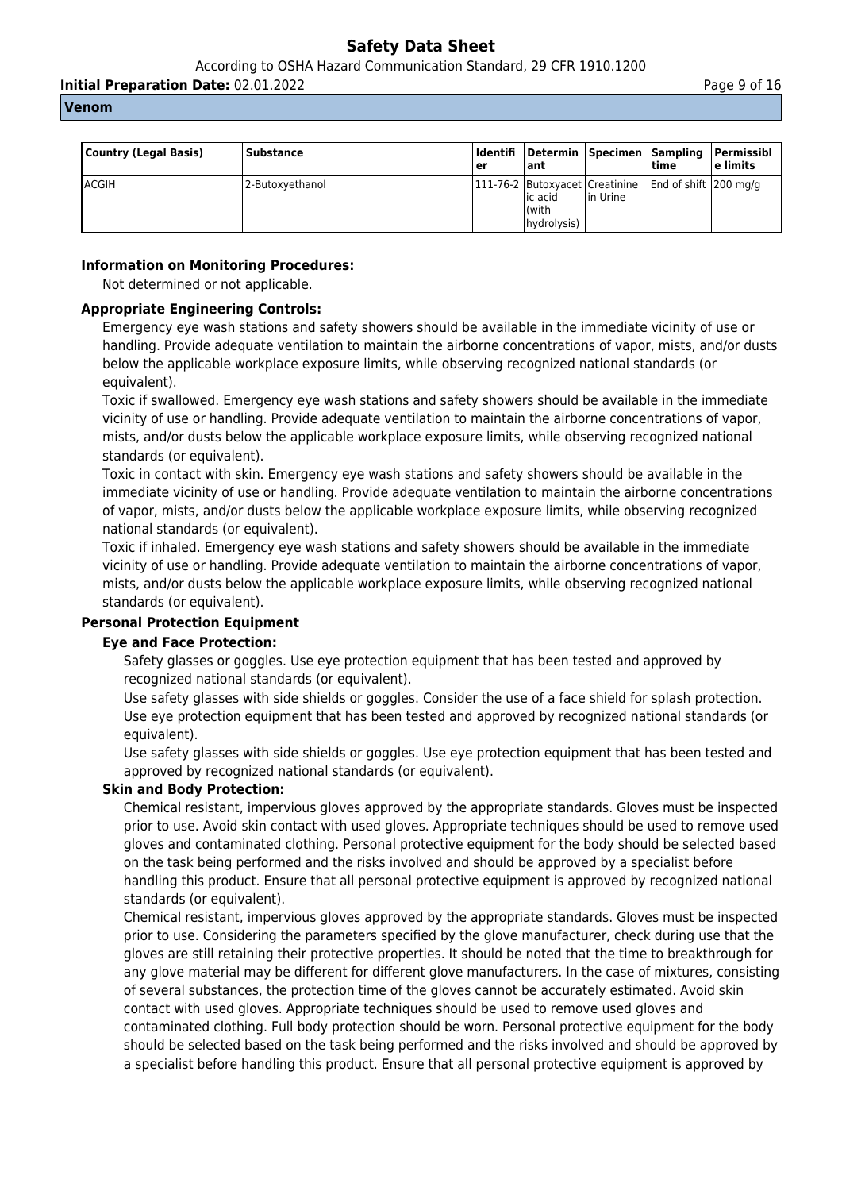**Venom**

| Country (Legal Basis) | Substance | Identifier | Determinant | Specimen | Sampling time | Permissible limits |
|---|---|---|---|---|---|---|
| ACGIH | 2-Butoxyethanol | 111-76-2 | Butoxyacetic acid (with hydrolysis) | Creatinine in Urine | End of shift | 200 mg/g |

**Information on Monitoring Procedures:**

Not determined or not applicable.

**Appropriate Engineering Controls:**

Emergency eye wash stations and safety showers should be available in the immediate vicinity of use or handling. Provide adequate ventilation to maintain the airborne concentrations of vapor, mists, and/or dusts below the applicable workplace exposure limits, while observing recognized national standards (or equivalent).

Toxic if swallowed. Emergency eye wash stations and safety showers should be available in the immediate vicinity of use or handling. Provide adequate ventilation to maintain the airborne concentrations of vapor, mists, and/or dusts below the applicable workplace exposure limits, while observing recognized national standards (or equivalent).

Toxic in contact with skin. Emergency eye wash stations and safety showers should be available in the immediate vicinity of use or handling. Provide adequate ventilation to maintain the airborne concentrations of vapor, mists, and/or dusts below the applicable workplace exposure limits, while observing recognized national standards (or equivalent).

Toxic if inhaled. Emergency eye wash stations and safety showers should be available in the immediate vicinity of use or handling. Provide adequate ventilation to maintain the airborne concentrations of vapor, mists, and/or dusts below the applicable workplace exposure limits, while observing recognized national standards (or equivalent).

**Personal Protection Equipment**

**Eye and Face Protection:**

Safety glasses or goggles. Use eye protection equipment that has been tested and approved by recognized national standards (or equivalent).

Use safety glasses with side shields or goggles. Consider the use of a face shield for splash protection. Use eye protection equipment that has been tested and approved by recognized national standards (or equivalent).

Use safety glasses with side shields or goggles. Use eye protection equipment that has been tested and approved by recognized national standards (or equivalent).

**Skin and Body Protection:**

Chemical resistant, impervious gloves approved by the appropriate standards. Gloves must be inspected prior to use. Avoid skin contact with used gloves. Appropriate techniques should be used to remove used gloves and contaminated clothing. Personal protective equipment for the body should be selected based on the task being performed and the risks involved and should be approved by a specialist before handling this product. Ensure that all personal protective equipment is approved by recognized national standards (or equivalent).

Chemical resistant, impervious gloves approved by the appropriate standards. Gloves must be inspected prior to use. Considering the parameters specified by the glove manufacturer, check during use that the gloves are still retaining their protective properties. It should be noted that the time to breakthrough for any glove material may be different for different glove manufacturers. In the case of mixtures, consisting of several substances, the protection time of the gloves cannot be accurately estimated. Avoid skin contact with used gloves. Appropriate techniques should be used to remove used gloves and contaminated clothing. Full body protection should be worn. Personal protective equipment for the body should be selected based on the task being performed and the risks involved and should be approved by a specialist before handling this product. Ensure that all personal protective equipment is approved by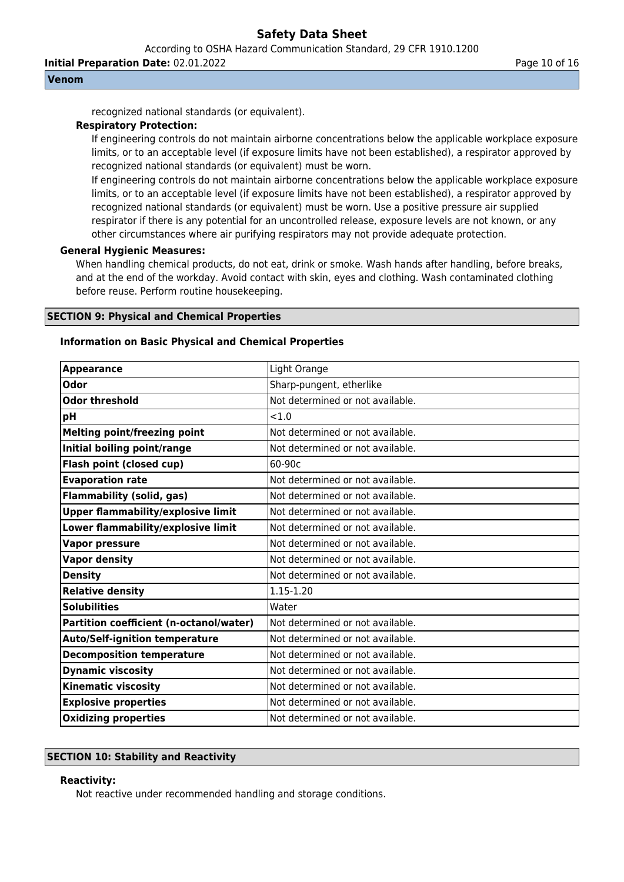recognized national standards (or equivalent).

**Respiratory Protection:**

If engineering controls do not maintain airborne concentrations below the applicable workplace exposure limits, or to an acceptable level (if exposure limits have not been established), a respirator approved by recognized national standards (or equivalent) must be worn.

If engineering controls do not maintain airborne concentrations below the applicable workplace exposure limits, or to an acceptable level (if exposure limits have not been established), a respirator approved by recognized national standards (or equivalent) must be worn. Use a positive pressure air supplied respirator if there is any potential for an uncontrolled release, exposure levels are not known, or any other circumstances where air purifying respirators may not provide adequate protection.

**General Hygienic Measures:**

When handling chemical products, do not eat, drink or smoke. Wash hands after handling, before breaks, and at the end of the workday. Avoid contact with skin, eyes and clothing. Wash contaminated clothing before reuse. Perform routine housekeeping.

## SECTION 9: Physical and Chemical Properties

### Information on Basic Physical and Chemical Properties

| Property | Value |
|---|---|
| **Appearance** | Light Orange |
| **Odor** | Sharp-pungent, etherlike |
| **Odor threshold** | Not determined or not available. |
| **pH** | <1.0 |
| **Melting point/freezing point** | Not determined or not available. |
| **Initial boiling point/range** | Not determined or not available. |
| **Flash point (closed cup)** | 60-90c |
| **Evaporation rate** | Not determined or not available. |
| **Flammability (solid, gas)** | Not determined or not available. |
| **Upper flammability/explosive limit** | Not determined or not available. |
| **Lower flammability/explosive limit** | Not determined or not available. |
| **Vapor pressure** | Not determined or not available. |
| **Vapor density** | Not determined or not available. |
| **Density** | Not determined or not available. |
| **Relative density** | 1.15-1.20 |
| **Solubilities** | Water |
| **Partition coefficient (n-octanol/water)** | Not determined or not available. |
| **Auto/Self-ignition temperature** | Not determined or not available. |
| **Decomposition temperature** | Not determined or not available. |
| **Dynamic viscosity** | Not determined or not available. |
| **Kinematic viscosity** | Not determined or not available. |
| **Explosive properties** | Not determined or not available. |
| **Oxidizing properties** | Not determined or not available. |

## SECTION 10: Stability and Reactivity

**Reactivity:**

Not reactive under recommended handling and storage conditions.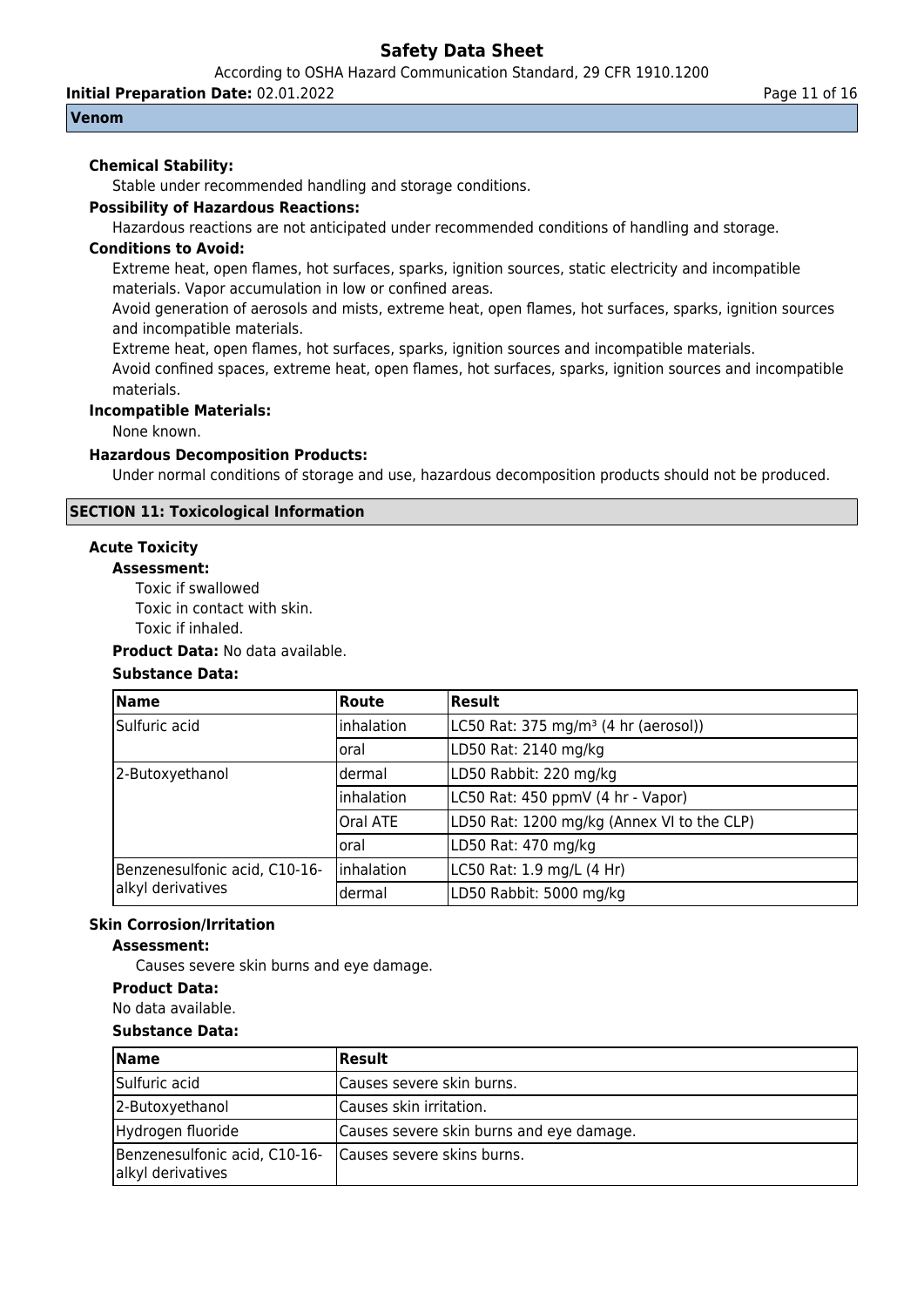**Chemical Stability:**

Stable under recommended handling and storage conditions.

**Possibility of Hazardous Reactions:**

Hazardous reactions are not anticipated under recommended conditions of handling and storage.

**Conditions to Avoid:**

Extreme heat, open flames, hot surfaces, sparks, ignition sources, static electricity and incompatible materials. Vapor accumulation in low or confined areas.

Avoid generation of aerosols and mists, extreme heat, open flames, hot surfaces, sparks, ignition sources and incompatible materials.

Extreme heat, open flames, hot surfaces, sparks, ignition sources and incompatible materials.

Avoid confined spaces, extreme heat, open flames, hot surfaces, sparks, ignition sources and incompatible materials.

**Incompatible Materials:**

None known.

**Hazardous Decomposition Products:**

Under normal conditions of storage and use, hazardous decomposition products should not be produced.

## SECTION 11: Toxicological Information

**Acute Toxicity**

**Assessment:**

Toxic if swallowed
Toxic in contact with skin.
Toxic if inhaled.

**Product Data:** No data available.

**Substance Data:**

| Name | Route | Result |
|---|---|---|
| Sulfuric acid | inhalation | LC50 Rat: 375 mg/m³ (4 hr (aerosol)) |
| | oral | LD50 Rat: 2140 mg/kg |
| 2-Butoxyethanol | dermal | LD50 Rabbit: 220 mg/kg |
| | inhalation | LC50 Rat: 450 ppmV (4 hr - Vapor) |
| | Oral ATE | LD50 Rat: 1200 mg/kg (Annex VI to the CLP) |
| | oral | LD50 Rat: 470 mg/kg |
| Benzenesulfonic acid, C10-16-alkyl derivatives | inhalation | LC50 Rat: 1.9 mg/L (4 Hr) |
| | dermal | LD50 Rabbit: 5000 mg/kg |

**Skin Corrosion/Irritation**

**Assessment:**

Causes severe skin burns and eye damage.

**Product Data:**

No data available.

**Substance Data:**

| Name | Result |
|---|---|
| Sulfuric acid | Causes severe skin burns. |
| 2-Butoxyethanol | Causes skin irritation. |
| Hydrogen fluoride | Causes severe skin burns and eye damage. |
| Benzenesulfonic acid, C10-16-alkyl derivatives | Causes severe skins burns. |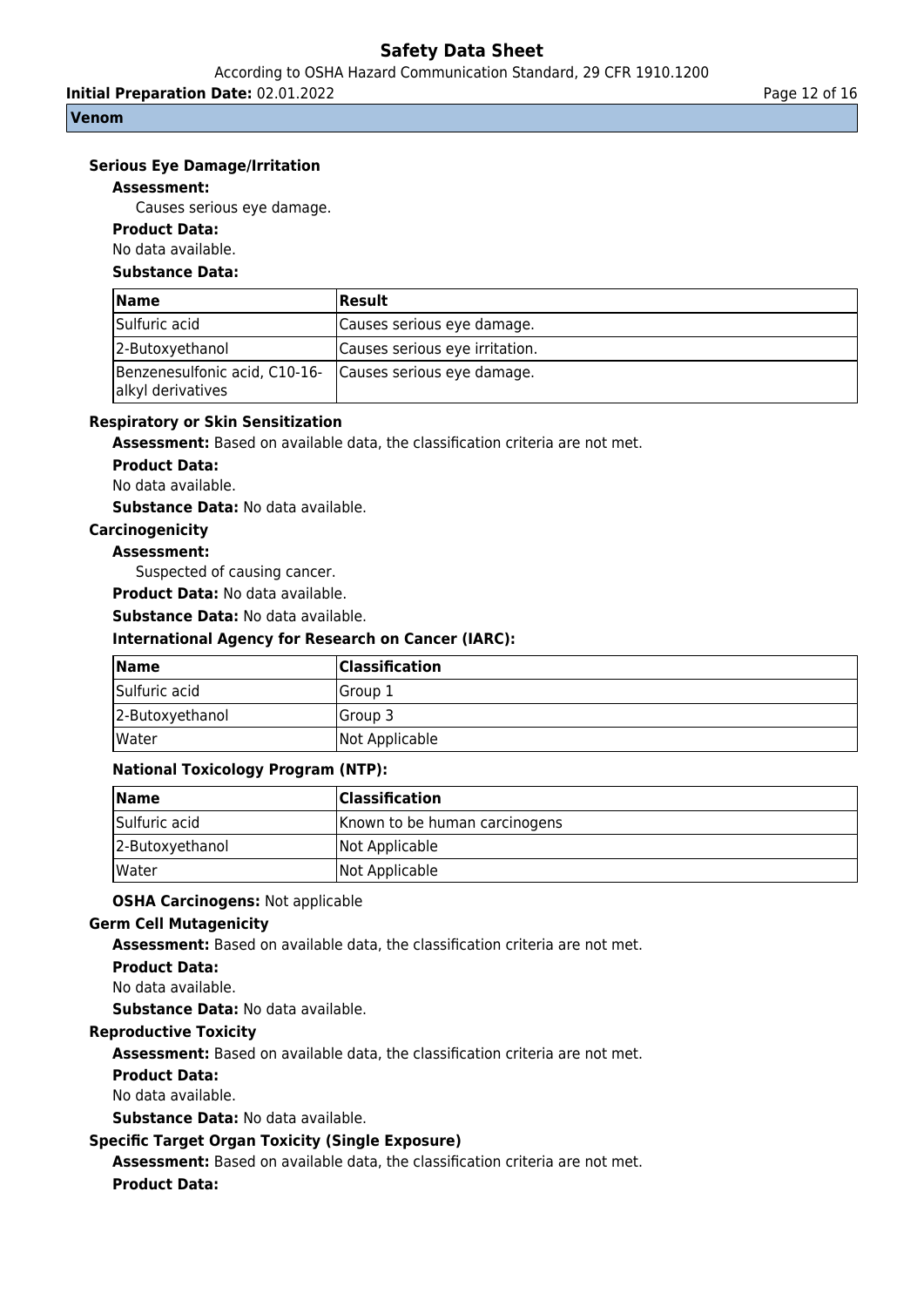### Serious Eye Damage/Irritation

**Assessment:**

Causes serious eye damage.

**Product Data:**

No data available.

**Substance Data:**

| Name | Result |
|---|---|
| Sulfuric acid | Causes serious eye damage. |
| 2-Butoxyethanol | Causes serious eye irritation. |
| Benzenesulfonic acid, C10-16-alkyl derivatives | Causes serious eye damage. |

### Respiratory or Skin Sensitization

**Assessment:** Based on available data, the classification criteria are not met.

**Product Data:**

No data available.

**Substance Data:** No data available.

### Carcinogenicity

**Assessment:**

Suspected of causing cancer.

**Product Data:** No data available.

**Substance Data:** No data available.

**International Agency for Research on Cancer (IARC):**

| Name | Classification |
|---|---|
| Sulfuric acid | Group 1 |
| 2-Butoxyethanol | Group 3 |
| Water | Not Applicable |

**National Toxicology Program (NTP):**

| Name | Classification |
|---|---|
| Sulfuric acid | Known to be human carcinogens |
| 2-Butoxyethanol | Not Applicable |
| Water | Not Applicable |

**OSHA Carcinogens:** Not applicable

### Germ Cell Mutagenicity

**Assessment:** Based on available data, the classification criteria are not met.

**Product Data:**

No data available.

**Substance Data:** No data available.

### Reproductive Toxicity

**Assessment:** Based on available data, the classification criteria are not met.

**Product Data:**

No data available.

**Substance Data:** No data available.

### Specific Target Organ Toxicity (Single Exposure)

**Assessment:** Based on available data, the classification criteria are not met.

**Product Data:**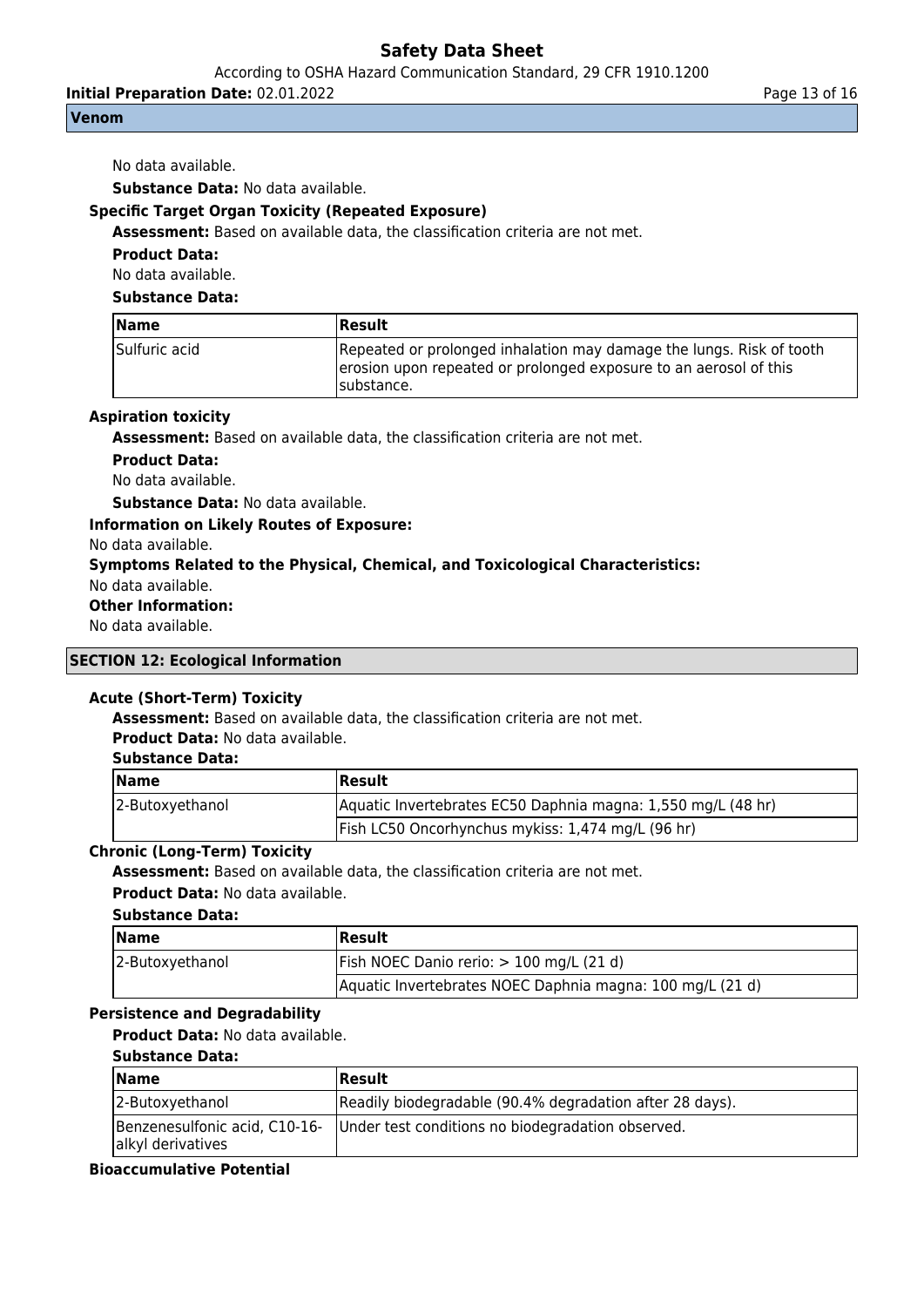No data available.

**Substance Data:** No data available.

**Specific Target Organ Toxicity (Repeated Exposure)**

**Assessment:** Based on available data, the classification criteria are not met.

**Product Data:**

No data available.

**Substance Data:**

| Name | Result |
|---|---|
| Sulfuric acid | Repeated or prolonged inhalation may damage the lungs. Risk of tooth erosion upon repeated or prolonged exposure to an aerosol of this substance. |

**Aspiration toxicity**

**Assessment:** Based on available data, the classification criteria are not met.

**Product Data:**

No data available.

**Substance Data:** No data available.

**Information on Likely Routes of Exposure:**

No data available.

**Symptoms Related to the Physical, Chemical, and Toxicological Characteristics:**

No data available.

**Other Information:**

No data available.

## SECTION 12: Ecological Information

**Acute (Short-Term) Toxicity**

**Assessment:** Based on available data, the classification criteria are not met.

**Product Data:** No data available.

**Substance Data:**

| Name | Result |
|---|---|
| 2-Butoxyethanol | Aquatic Invertebrates EC50 Daphnia magna: 1,550 mg/L (48 hr) |
| | Fish LC50 Oncorhynchus mykiss: 1,474 mg/L (96 hr) |

**Chronic (Long-Term) Toxicity**

**Assessment:** Based on available data, the classification criteria are not met.

**Product Data:** No data available.

**Substance Data:**

| Name | Result |
|---|---|
| 2-Butoxyethanol | Fish NOEC Danio rerio: > 100 mg/L (21 d) |
| | Aquatic Invertebrates NOEC Daphnia magna: 100 mg/L (21 d) |

**Persistence and Degradability**

**Product Data:** No data available.

**Substance Data:**

| Name | Result |
|---|---|
| 2-Butoxyethanol | Readily biodegradable (90.4% degradation after 28 days). |
| Benzenesulfonic acid, C10-16-alkyl derivatives | Under test conditions no biodegradation observed. |

**Bioaccumulative Potential**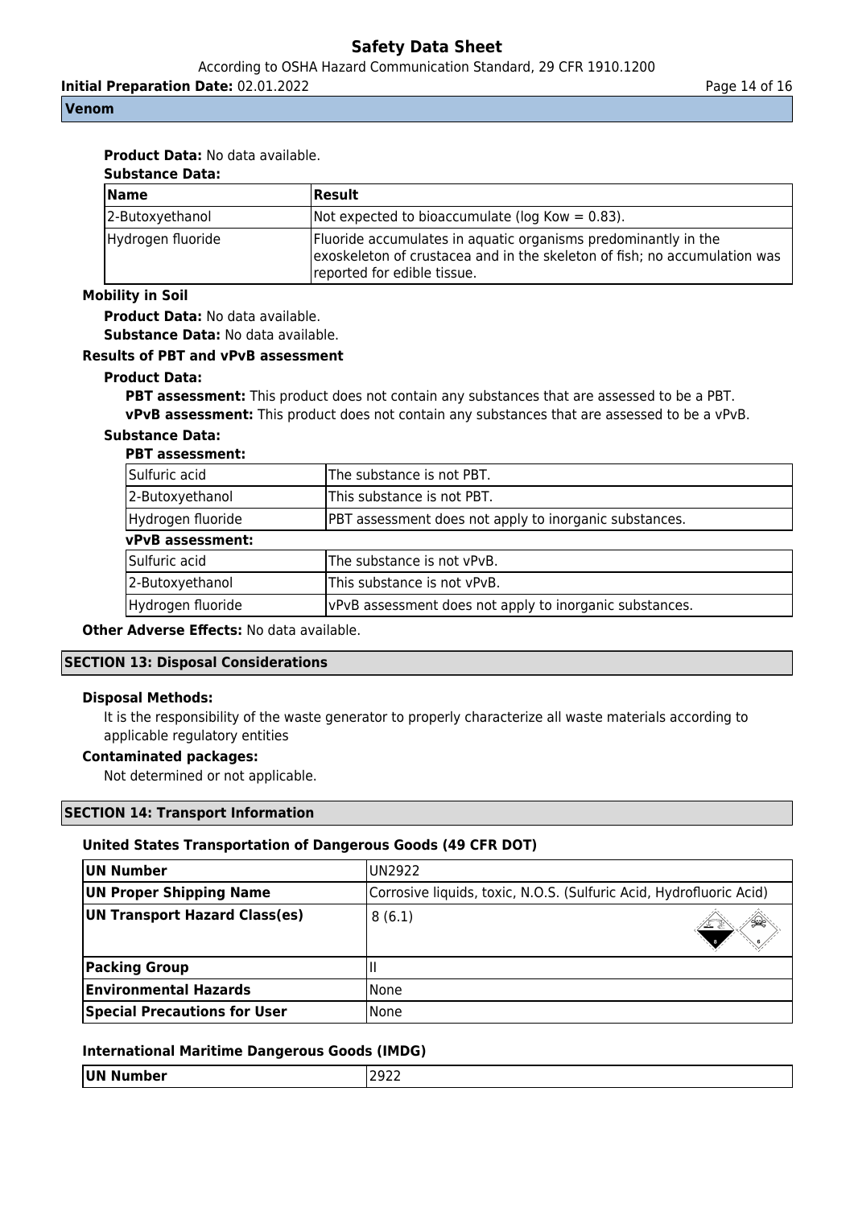**Product Data:** No data available.

**Substance Data:**

| Name | Result |
| --- | --- |
| 2-Butoxyethanol | Not expected to bioaccumulate (log Kow = 0.83). |
| Hydrogen fluoride | Fluoride accumulates in aquatic organisms predominantly in the exoskeleton of crustacea and in the skeleton of fish; no accumulation was reported for edible tissue. |

**Mobility in Soil**

**Product Data:** No data available.

**Substance Data:** No data available.

**Results of PBT and vPvB assessment**

**Product Data:**

**PBT assessment:** This product does not contain any substances that are assessed to be a PBT.

**vPvB assessment:** This product does not contain any substances that are assessed to be a vPvB.

**Substance Data:**

**PBT assessment:**

| | |
| --- | --- |
| Sulfuric acid | The substance is not PBT. |
| 2-Butoxyethanol | This substance is not PBT. |
| Hydrogen fluoride | PBT assessment does not apply to inorganic substances. |

**vPvB assessment:**

| | |
| --- | --- |
| Sulfuric acid | The substance is not vPvB. |
| 2-Butoxyethanol | This substance is not vPvB. |
| Hydrogen fluoride | vPvB assessment does not apply to inorganic substances. |

**Other Adverse Effects:** No data available.

## SECTION 13: Disposal Considerations

**Disposal Methods:**

It is the responsibility of the waste generator to properly characterize all waste materials according to applicable regulatory entities

**Contaminated packages:**

Not determined or not applicable.

## SECTION 14: Transport Information

**United States Transportation of Dangerous Goods (49 CFR DOT)**

| | |
| --- | --- |
| **UN Number** | UN2922 |
| **UN Proper Shipping Name** | Corrosive liquids, toxic, N.O.S. (Sulfuric Acid, Hydrofluoric Acid) |
| **UN Transport Hazard Class(es)** | 8 (6.1) |
| **Packing Group** | II |
| **Environmental Hazards** | None |
| **Special Precautions for User** | None |

**International Maritime Dangerous Goods (IMDG)**

| | |
| --- | --- |
| **UN Number** | 2922 |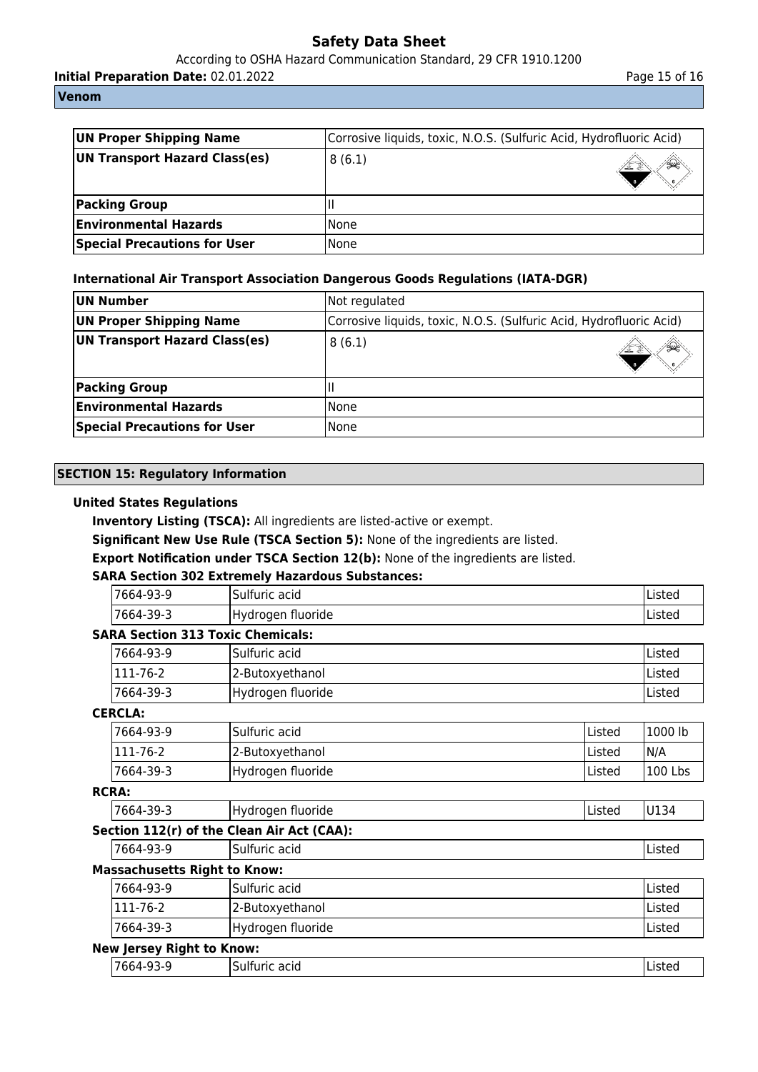| UN Proper Shipping Name | Corrosive liquids, toxic, N.O.S. (Sulfuric Acid, Hydrofluoric Acid) |
|---|---|
| UN Transport Hazard Class(es) | 8 (6.1) |
| Packing Group | II |
| Environmental Hazards | None |
| Special Precautions for User | None |

### International Air Transport Association Dangerous Goods Regulations (IATA-DGR)

| UN Number | Not regulated |
|---|---|
| UN Proper Shipping Name | Corrosive liquids, toxic, N.O.S. (Sulfuric Acid, Hydrofluoric Acid) |
| UN Transport Hazard Class(es) | 8 (6.1) |
| Packing Group | II |
| Environmental Hazards | None |
| Special Precautions for User | None |

## SECTION 15: Regulatory Information

### United States Regulations

**Inventory Listing (TSCA):** All ingredients are listed-active or exempt.

**Significant New Use Rule (TSCA Section 5):** None of the ingredients are listed.

**Export Notification under TSCA Section 12(b):** None of the ingredients are listed.

**SARA Section 302 Extremely Hazardous Substances:**

| 7664-93-9 | Sulfuric acid | Listed |
|---|---|---|
| 7664-39-3 | Hydrogen fluoride | Listed |

**SARA Section 313 Toxic Chemicals:**

| 7664-93-9 | Sulfuric acid | Listed |
|---|---|---|
| 111-76-2 | 2-Butoxyethanol | Listed |
| 7664-39-3 | Hydrogen fluoride | Listed |

**CERCLA:**

| 7664-93-9 | Sulfuric acid | Listed | 1000 lb |
|---|---|---|---|
| 111-76-2 | 2-Butoxyethanol | Listed | N/A |
| 7664-39-3 | Hydrogen fluoride | Listed | 100 Lbs |

**RCRA:**

| 7664-39-3 | Hydrogen fluoride | Listed | U134 |
|---|---|---|---|

**Section 112(r) of the Clean Air Act (CAA):**

| 7664-93-9 | Sulfuric acid | Listed |
|---|---|---|

**Massachusetts Right to Know:**

| 7664-93-9 | Sulfuric acid | Listed |
|---|---|---|
| 111-76-2 | 2-Butoxyethanol | Listed |
| 7664-39-3 | Hydrogen fluoride | Listed |

**New Jersey Right to Know:**

| 7664-93-9 | Sulfuric acid | Listed |
|---|---|---|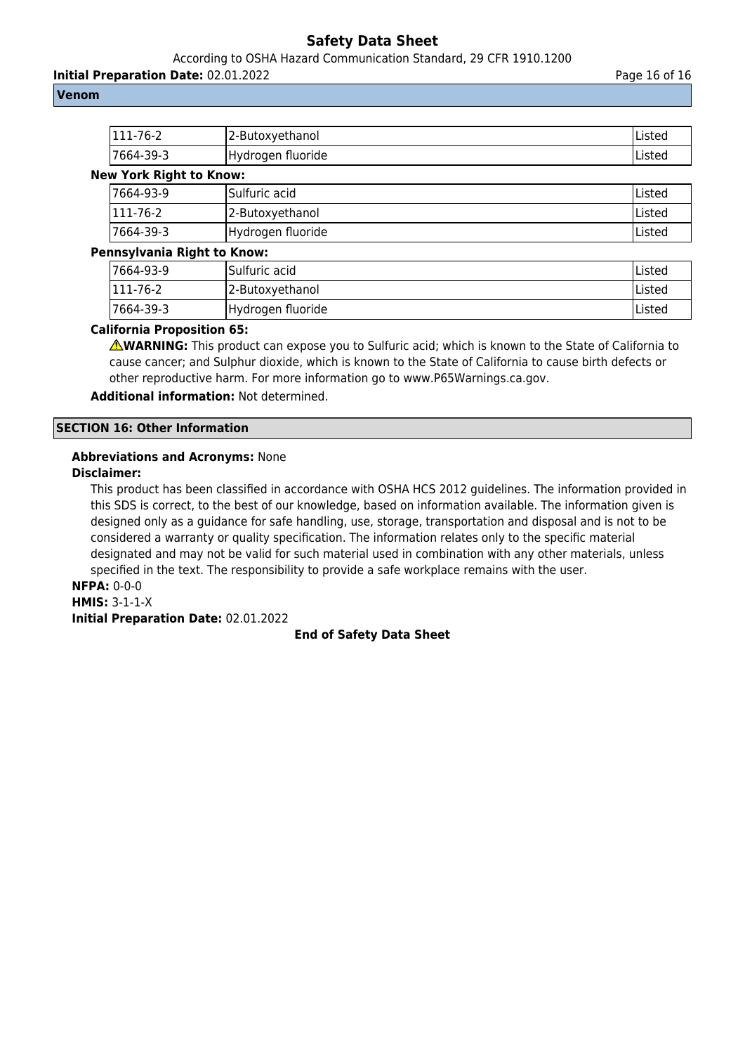| | | |
|---|---|---|
| 111-76-2 | 2-Butoxyethanol | Listed |
| 7664-39-3 | Hydrogen fluoride | Listed |

**New York Right to Know:**

| | | |
|---|---|---|
| 7664-93-9 | Sulfuric acid | Listed |
| 111-76-2 | 2-Butoxyethanol | Listed |
| 7664-39-3 | Hydrogen fluoride | Listed |

**Pennsylvania Right to Know:**

| | | |
|---|---|---|
| 7664-93-9 | Sulfuric acid | Listed |
| 111-76-2 | 2-Butoxyethanol | Listed |
| 7664-39-3 | Hydrogen fluoride | Listed |

**California Proposition 65:**

⚠**WARNING:** This product can expose you to Sulfuric acid; which is known to the State of California to cause cancer; and Sulphur dioxide, which is known to the State of California to cause birth defects or other reproductive harm. For more information go to www.P65Warnings.ca.gov.

**Additional information:** Not determined.

## SECTION 16: Other Information

**Abbreviations and Acronyms:** None

**Disclaimer:**

This product has been classified in accordance with OSHA HCS 2012 guidelines. The information provided in this SDS is correct, to the best of our knowledge, based on information available. The information given is designed only as a guidance for safe handling, use, storage, transportation and disposal and is not to be considered a warranty or quality specification. The information relates only to the specific material designated and may not be valid for such material used in combination with any other materials, unless specified in the text. The responsibility to provide a safe workplace remains with the user.

**NFPA:** 0-0-0

**HMIS:** 3-1-1-X

**Initial Preparation Date:** 02.01.2022

**End of Safety Data Sheet**